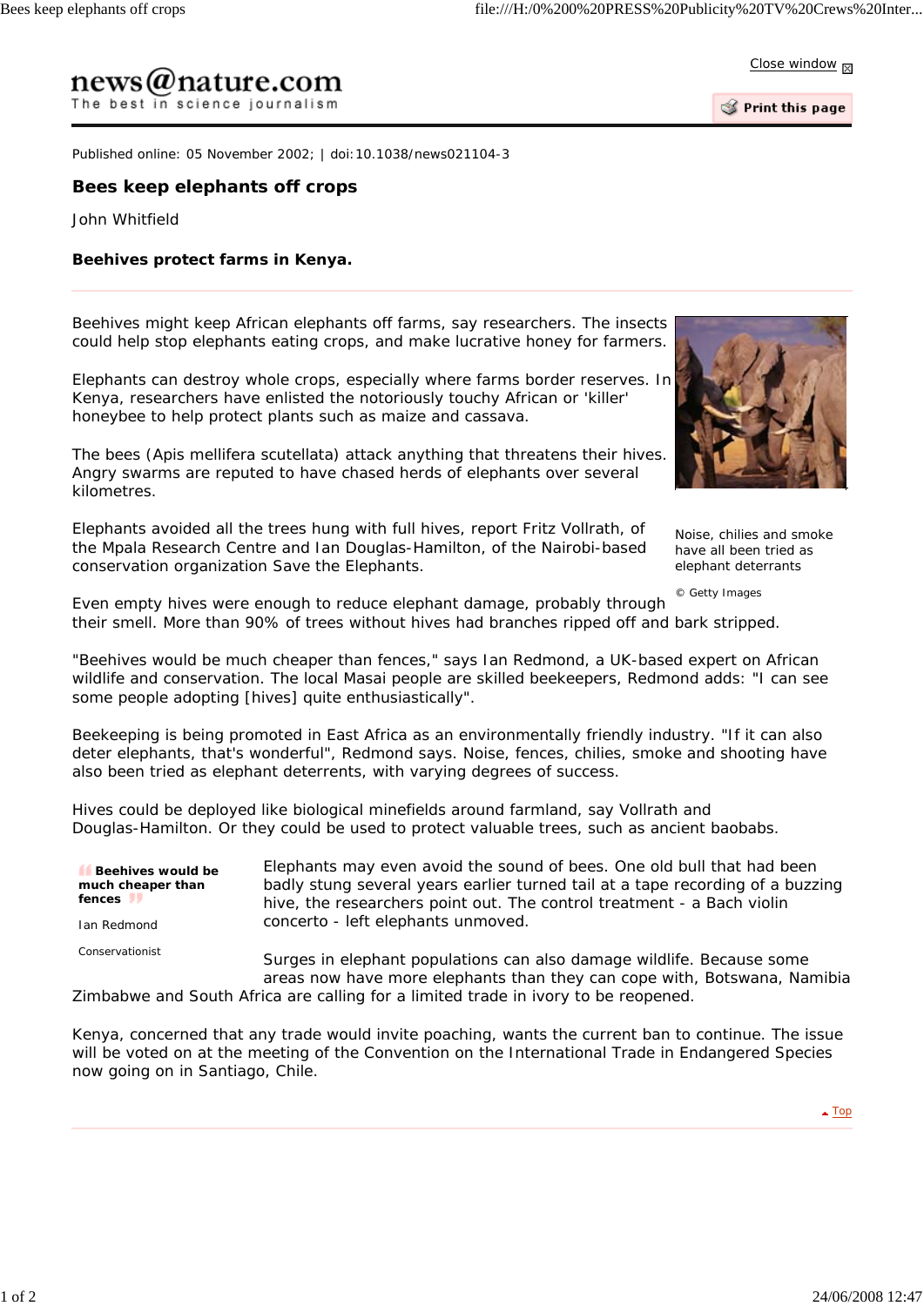news@nature.com
The best in science journalism

Published online: 05 November 2002; | doi:10.1038/news021104-3

# Bees keep elephants off crops

John Whitfield

**Beehives protect farms in Kenya.**

Beehives might keep African elephants off farms, say researchers. The insects could help stop elephants eating crops, and make lucrative honey for farmers.

Elephants can destroy whole crops, especially where farms border reserves. In Kenya, researchers have enlisted the notoriously touchy African or 'killer' honeybee to help protect plants such as maize and cassava.

The bees (Apis mellifera scutellata) attack anything that threatens their hives. Angry swarms are reputed to have chased herds of elephants over several kilometres.

Noise, chilies and smoke have all been tried as elephant deterrants

© Getty Images

Elephants avoided all the trees hung with full hives, report Fritz Vollrath, of the Mpala Research Centre and Ian Douglas-Hamilton, of the Nairobi-based conservation organization Save the Elephants.

Even empty hives were enough to reduce elephant damage, probably through their smell. More than 90% of trees without hives had branches ripped off and bark stripped.

"Beehives would be much cheaper than fences," says Ian Redmond, a UK-based expert on African wildlife and conservation. The local Masai people are skilled beekeepers, Redmond adds: "I can see some people adopting [hives] quite enthusiastically".

Beekeeping is being promoted in East Africa as an environmentally friendly industry. "If it can also deter elephants, that's wonderful", Redmond says. Noise, fences, chilies, smoke and shooting have also been tried as elephant deterrents, with varying degrees of success.

Hives could be deployed like biological minefields around farmland, say Vollrath and Douglas-Hamilton. Or they could be used to protect valuable trees, such as ancient baobabs.

> **Beehives would be much cheaper than fences**
>
> Ian Redmond
>
> Conservationist

Elephants may even avoid the sound of bees. One old bull that had been badly stung several years earlier turned tail at a tape recording of a buzzing hive, the researchers point out. The control treatment - a Bach violin concerto - left elephants unmoved.

Surges in elephant populations can also damage wildlife. Because some areas now have more elephants than they can cope with, Botswana, Namibia Zimbabwe and South Africa are calling for a limited trade in ivory to be reopened.

Kenya, concerned that any trade would invite poaching, wants the current ban to continue. The issue will be voted on at the meeting of the Convention on the International Trade in Endangered Species now going on in Santiago, Chile.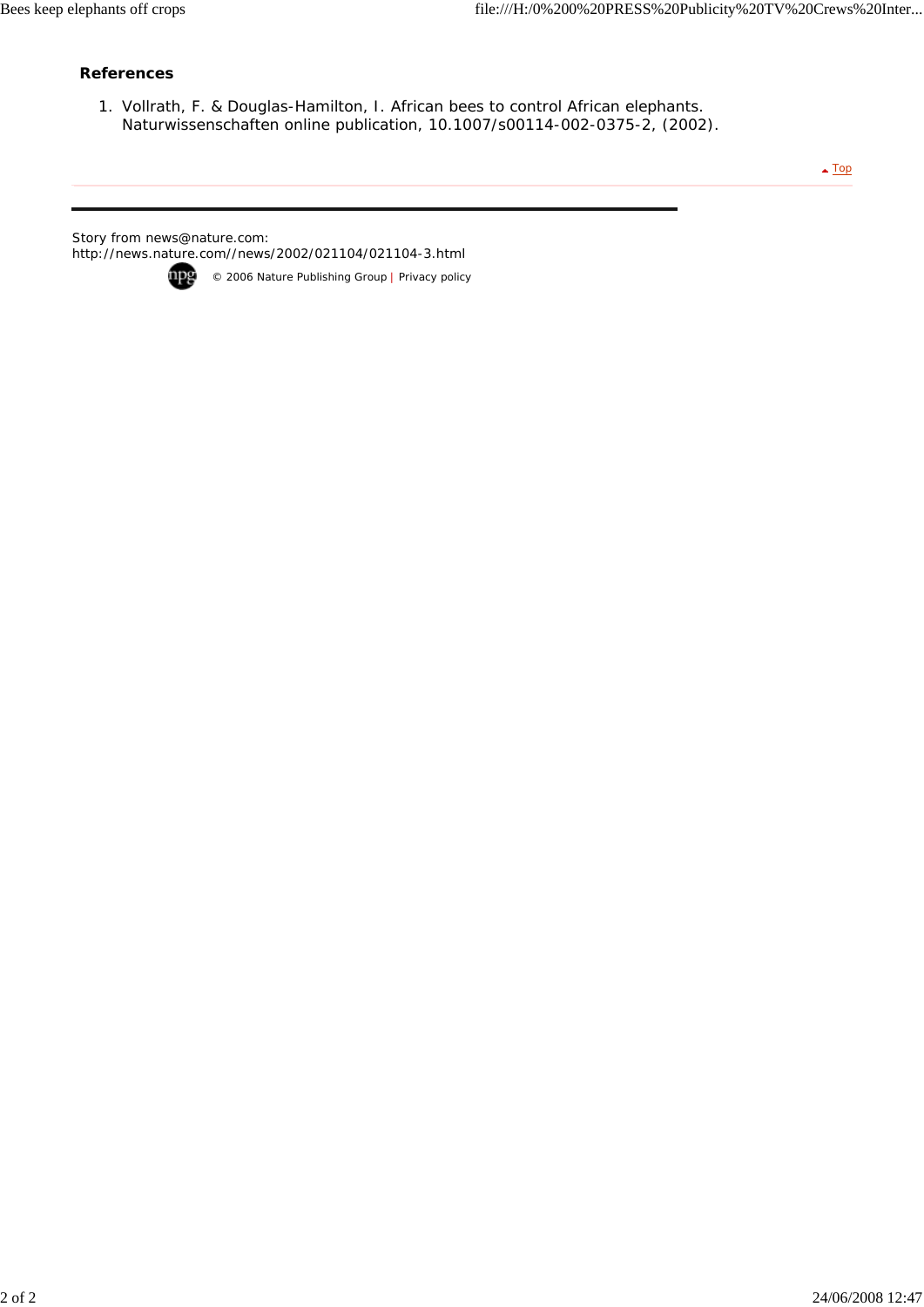## References

1. Vollrath, F. & Douglas-Hamilton, I. African bees to control African elephants. Naturwissenschaften online publication, 10.1007/s00114-002-0375-2, (2002).

Top

Story from news@nature.com:
http://news.nature.com//news/2002/021104/021104-3.html

© 2006 Nature Publishing Group | Privacy policy